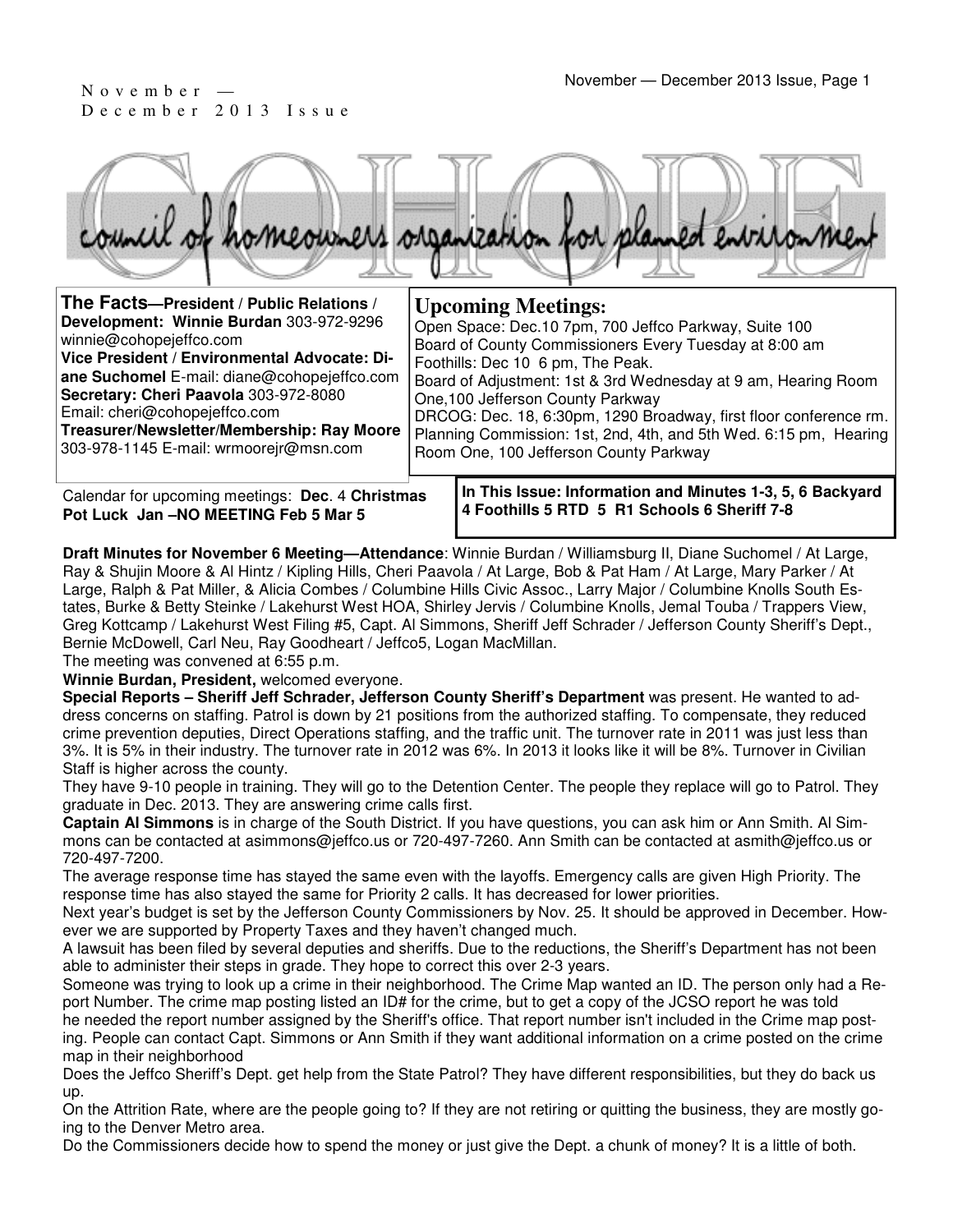November — December 2013 Issue

# COHOPE

council of homeowners organization for planned environment

**The Facts—President / Public Relations / Development: Winnie Burdan** 303-972-9296 winnie@cohopejeffco.com
**Vice President / Environmental Advocate: Diane Suchomel** E-mail: diane@cohopejeffco.com
**Secretary: Cheri Paavola** 303-972-8080 Email: cheri@cohopejeffco.com
**Treasurer/Newsletter/Membership: Ray Moore** 303-978-1145 E-mail: wrmoorejr@msn.com

## Upcoming Meetings:

Open Space: Dec.10 7pm, 700 Jeffco Parkway, Suite 100
Board of County Commissioners Every Tuesday at 8:00 am
Foothills: Dec 10 6 pm, The Peak.
Board of Adjustment: 1st & 3rd Wednesday at 9 am, Hearing Room One,100 Jefferson County Parkway
DRCOG: Dec. 18, 6:30pm, 1290 Broadway, first floor conference rm.
Planning Commission: 1st, 2nd, 4th, and 5th Wed. 6:15 pm, Hearing Room One, 100 Jefferson County Parkway

Calendar for upcoming meetings: **Dec**. 4 **Christmas Pot Luck Jan –NO MEETING Feb 5 Mar 5**

**In This Issue: Information and Minutes 1-3, 5, 6 Backyard 4 Foothills 5 RTD 5 R1 Schools 6 Sheriff 7-8**

**Draft Minutes for November 6 Meeting—Attendance**: Winnie Burdan / Williamsburg II, Diane Suchomel / At Large, Ray & Shujin Moore & Al Hintz / Kipling Hills, Cheri Paavola / At Large, Bob & Pat Ham / At Large, Mary Parker / At Large, Ralph & Pat Miller, & Alicia Combes / Columbine Hills Civic Assoc., Larry Major / Columbine Knolls South Estates, Burke & Betty Steinke / Lakehurst West HOA, Shirley Jervis / Columbine Knolls, Jemal Touba / Trappers View, Greg Kottcamp / Lakehurst West Filing #5, Capt. Al Simmons, Sheriff Jeff Schrader / Jefferson County Sheriff's Dept., Bernie McDowell, Carl Neu, Ray Goodheart / Jeffco5, Logan MacMillan.

The meeting was convened at 6:55 p.m.

**Winnie Burdan, President,** welcomed everyone.

**Special Reports – Sheriff Jeff Schrader, Jefferson County Sheriff's Department** was present. He wanted to address concerns on staffing. Patrol is down by 21 positions from the authorized staffing. To compensate, they reduced crime prevention deputies, Direct Operations staffing, and the traffic unit. The turnover rate in 2011 was just less than 3%. It is 5% in their industry. The turnover rate in 2012 was 6%. In 2013 it looks like it will be 8%. Turnover in Civilian Staff is higher across the county.

They have 9-10 people in training. They will go to the Detention Center. The people they replace will go to Patrol. They graduate in Dec. 2013. They are answering crime calls first.

**Captain Al Simmons** is in charge of the South District. If you have questions, you can ask him or Ann Smith. Al Simmons can be contacted at asimmons@jeffco.us or 720-497-7260. Ann Smith can be contacted at asmith@jeffco.us or 720-497-7200.

The average response time has stayed the same even with the layoffs. Emergency calls are given High Priority. The response time has also stayed the same for Priority 2 calls. It has decreased for lower priorities.

Next year's budget is set by the Jefferson County Commissioners by Nov. 25. It should be approved in December. However we are supported by Property Taxes and they haven't changed much.

A lawsuit has been filed by several deputies and sheriffs. Due to the reductions, the Sheriff's Department has not been able to administer their steps in grade. They hope to correct this over 2-3 years.

Someone was trying to look up a crime in their neighborhood. The Crime Map wanted an ID. The person only had a Report Number. The crime map posting listed an ID# for the crime, but to get a copy of the JCSO report he was told he needed the report number assigned by the Sheriff's office. That report number isn't included in the Crime map posting. People can contact Capt. Simmons or Ann Smith if they want additional information on a crime posted on the crime map in their neighborhood

Does the Jeffco Sheriff's Dept. get help from the State Patrol? They have different responsibilities, but they do back us up.

On the Attrition Rate, where are the people going to? If they are not retiring or quitting the business, they are mostly going to the Denver Metro area.

Do the Commissioners decide how to spend the money or just give the Dept. a chunk of money? It is a little of both.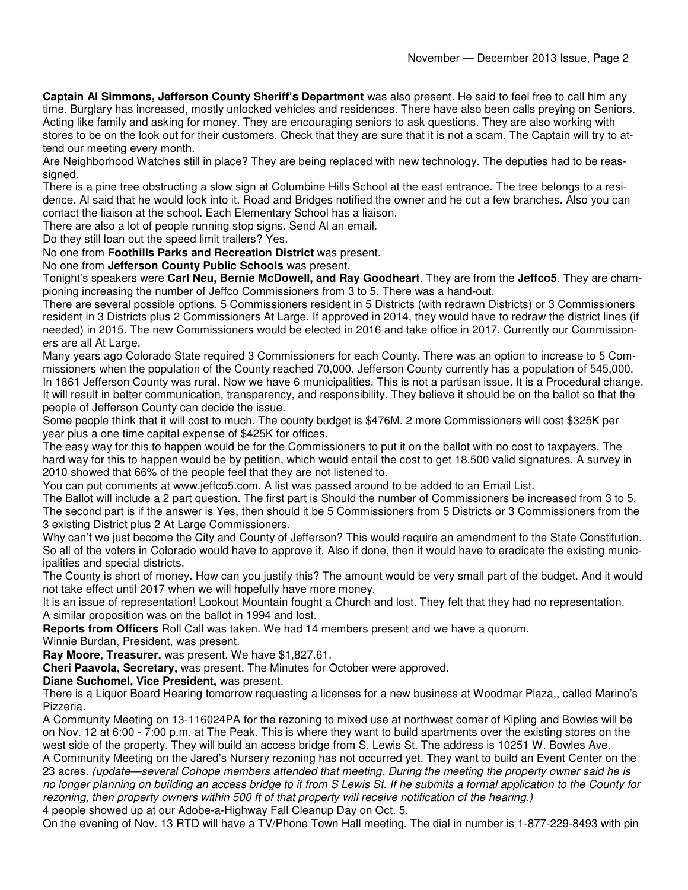**Captain Al Simmons, Jefferson County Sheriff's Department** was also present. He said to feel free to call him any time. Burglary has increased, mostly unlocked vehicles and residences. There have also been calls preying on Seniors. Acting like family and asking for money. They are encouraging seniors to ask questions. They are also working with stores to be on the look out for their customers. Check that they are sure that it is not a scam. The Captain will try to attend our meeting every month.

Are Neighborhood Watches still in place? They are being replaced with new technology. The deputies had to be reassigned.

There is a pine tree obstructing a slow sign at Columbine Hills School at the east entrance. The tree belongs to a residence. Al said that he would look into it. Road and Bridges notified the owner and he cut a few branches. Also you can contact the liaison at the school. Each Elementary School has a liaison.

There are also a lot of people running stop signs. Send Al an email.

Do they still loan out the speed limit trailers? Yes.

No one from **Foothills Parks and Recreation District** was present.

No one from **Jefferson County Public Schools** was present.

Tonight's speakers were **Carl Neu, Bernie McDowell, and Ray Goodheart**. They are from the **Jeffco5**. They are championing increasing the number of Jeffco Commissioners from 3 to 5. There was a hand-out.

There are several possible options. 5 Commissioners resident in 5 Districts (with redrawn Districts) or 3 Commissioners resident in 3 Districts plus 2 Commissioners At Large. If approved in 2014, they would have to redraw the district lines (if needed) in 2015. The new Commissioners would be elected in 2016 and take office in 2017. Currently our Commissioners are all At Large.

Many years ago Colorado State required 3 Commissioners for each County. There was an option to increase to 5 Commissioners when the population of the County reached 70,000. Jefferson County currently has a population of 545,000. In 1861 Jefferson County was rural. Now we have 6 municipalities. This is not a partisan issue. It is a Procedural change. It will result in better communication, transparency, and responsibility. They believe it should be on the ballot so that the people of Jefferson County can decide the issue.

Some people think that it will cost to much. The county budget is $476M. 2 more Commissioners will cost $325K per year plus a one time capital expense of $425K for offices.

The easy way for this to happen would be for the Commissioners to put it on the ballot with no cost to taxpayers. The hard way for this to happen would be by petition, which would entail the cost to get 18,500 valid signatures. A survey in 2010 showed that 66% of the people feel that they are not listened to.

You can put comments at www.jeffco5.com. A list was passed around to be added to an Email List.

The Ballot will include a 2 part question. The first part is Should the number of Commissioners be increased from 3 to 5. The second part is if the answer is Yes, then should it be 5 Commissioners from 5 Districts or 3 Commissioners from the 3 existing District plus 2 At Large Commissioners.

Why can't we just become the City and County of Jefferson? This would require an amendment to the State Constitution. So all of the voters in Colorado would have to approve it. Also if done, then it would have to eradicate the existing municipalities and special districts.

The County is short of money. How can you justify this? The amount would be very small part of the budget. And it would not take effect until 2017 when we will hopefully have more money.

It is an issue of representation! Lookout Mountain fought a Church and lost. They felt that they had no representation.

A similar proposition was on the ballot in 1994 and lost.

**Reports from Officers** Roll Call was taken. We had 14 members present and we have a quorum.

Winnie Burdan, President, was present.

**Ray Moore, Treasurer,** was present. We have $1,827.61.

**Cheri Paavola, Secretary,** was present. The Minutes for October were approved.

**Diane Suchomel, Vice President,** was present.

There is a Liquor Board Hearing tomorrow requesting a licenses for a new business at Woodmar Plaza,, called Marino's Pizzeria.

A Community Meeting on 13-116024PA for the rezoning to mixed use at northwest corner of Kipling and Bowles will be on Nov. 12 at 6:00 - 7:00 p.m. at The Peak. This is where they want to build apartments over the existing stores on the west side of the property. They will build an access bridge from S. Lewis St. The address is 10251 W. Bowles Ave.

A Community Meeting on the Jared's Nursery rezoning has not occurred yet. They want to build an Event Center on the 23 acres. *(update—several Cohope members attended that meeting. During the meeting the property owner said he is no longer planning on building an access bridge to it from S Lewis St. If he submits a formal application to the County for rezoning, then property owners within 500 ft of that property will receive notification of the hearing.)*

4 people showed up at our Adobe-a-Highway Fall Cleanup Day on Oct. 5.

On the evening of Nov. 13 RTD will have a TV/Phone Town Hall meeting. The dial in number is 1-877-229-8493 with pin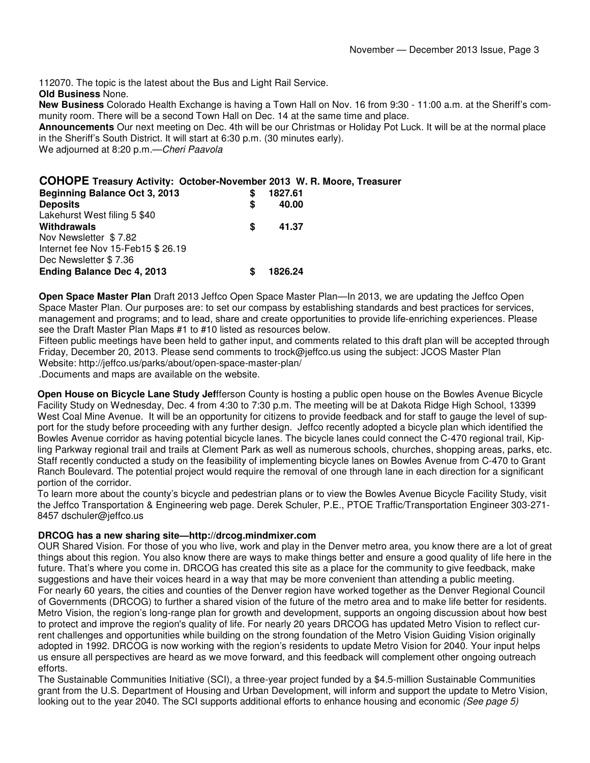112070. The topic is the latest about the Bus and Light Rail Service.

**Old Business** None.

**New Business** Colorado Health Exchange is having a Town Hall on Nov. 16 from 9:30 - 11:00 a.m. at the Sheriff's community room. There will be a second Town Hall on Dec. 14 at the same time and place.

**Announcements** Our next meeting on Dec. 4th will be our Christmas or Holiday Pot Luck. It will be at the normal place in the Sheriff's South District. It will start at 6:30 p.m. (30 minutes early).

We adjourned at 8:20 p.m.—*Cheri Paavola*

## COHOPE Treasury Activity: October-November 2013 W. R. Moore, Treasurer

| | | |
|---|---|---|
| **Beginning Balance Oct 3, 2013** | **$** | **1827.61** |
| **Deposits** | **$** | **40.00** |
| Lakehurst West filing 5 $40 | | |
| **Withdrawals** | **$** | **41.37** |
| Nov Newsletter $ 7.82 | | |
| Internet fee Nov 15-Feb15 $ 26.19 | | |
| Dec Newsletter $ 7.36 | | |
| **Ending Balance Dec 4, 2013** | **$** | **1826.24** |

**Open Space Master Plan** Draft 2013 Jeffco Open Space Master Plan—In 2013, we are updating the Jeffco Open Space Master Plan. Our purposes are: to set our compass by establishing standards and best practices for services, management and programs; and to lead, share and create opportunities to provide life-enriching experiences. Please see the Draft Master Plan Maps #1 to #10 listed as resources below.

Fifteen public meetings have been held to gather input, and comments related to this draft plan will be accepted through Friday, December 20, 2013. Please send comments to trock@jeffco.us using the subject: JCOS Master Plan
Website: http://jeffco.us/parks/about/open-space-master-plan/
.Documents and maps are available on the website.

**Open House on Bicycle Lane Study Jef**fferson County is hosting a public open house on the Bowles Avenue Bicycle Facility Study on Wednesday, Dec. 4 from 4:30 to 7:30 p.m. The meeting will be at Dakota Ridge High School, 13399 West Coal Mine Avenue. It will be an opportunity for citizens to provide feedback and for staff to gauge the level of support for the study before proceeding with any further design. Jeffco recently adopted a bicycle plan which identified the Bowles Avenue corridor as having potential bicycle lanes. The bicycle lanes could connect the C-470 regional trail, Kipling Parkway regional trail and trails at Clement Park as well as numerous schools, churches, shopping areas, parks, etc. Staff recently conducted a study on the feasibility of implementing bicycle lanes on Bowles Avenue from C-470 to Grant Ranch Boulevard. The potential project would require the removal of one through lane in each direction for a significant portion of the corridor.

To learn more about the county's bicycle and pedestrian plans or to view the Bowles Avenue Bicycle Facility Study, visit the Jeffco Transportation & Engineering web page. Derek Schuler, P.E., PTOE Traffic/Transportation Engineer 303-271-8457 dschuler@jeffco.us

**DRCOG has a new sharing site—http://drcog.mindmixer.com**

OUR Shared Vision. For those of you who live, work and play in the Denver metro area, you know there are a lot of great things about this region. You also know there are ways to make things better and ensure a good quality of life here in the future. That's where you come in. DRCOG has created this site as a place for the community to give feedback, make suggestions and have their voices heard in a way that may be more convenient than attending a public meeting.

For nearly 60 years, the cities and counties of the Denver region have worked together as the Denver Regional Council of Governments (DRCOG) to further a shared vision of the future of the metro area and to make life better for residents. Metro Vision, the region's long-range plan for growth and development, supports an ongoing discussion about how best to protect and improve the region's quality of life. For nearly 20 years DRCOG has updated Metro Vision to reflect current challenges and opportunities while building on the strong foundation of the Metro Vision Guiding Vision originally adopted in 1992. DRCOG is now working with the region's residents to update Metro Vision for 2040. Your input helps us ensure all perspectives are heard as we move forward, and this feedback will complement other ongoing outreach efforts.

The Sustainable Communities Initiative (SCI), a three-year project funded by a $4.5-million Sustainable Communities grant from the U.S. Department of Housing and Urban Development, will inform and support the update to Metro Vision, looking out to the year 2040. The SCI supports additional efforts to enhance housing and economic *(See page 5)*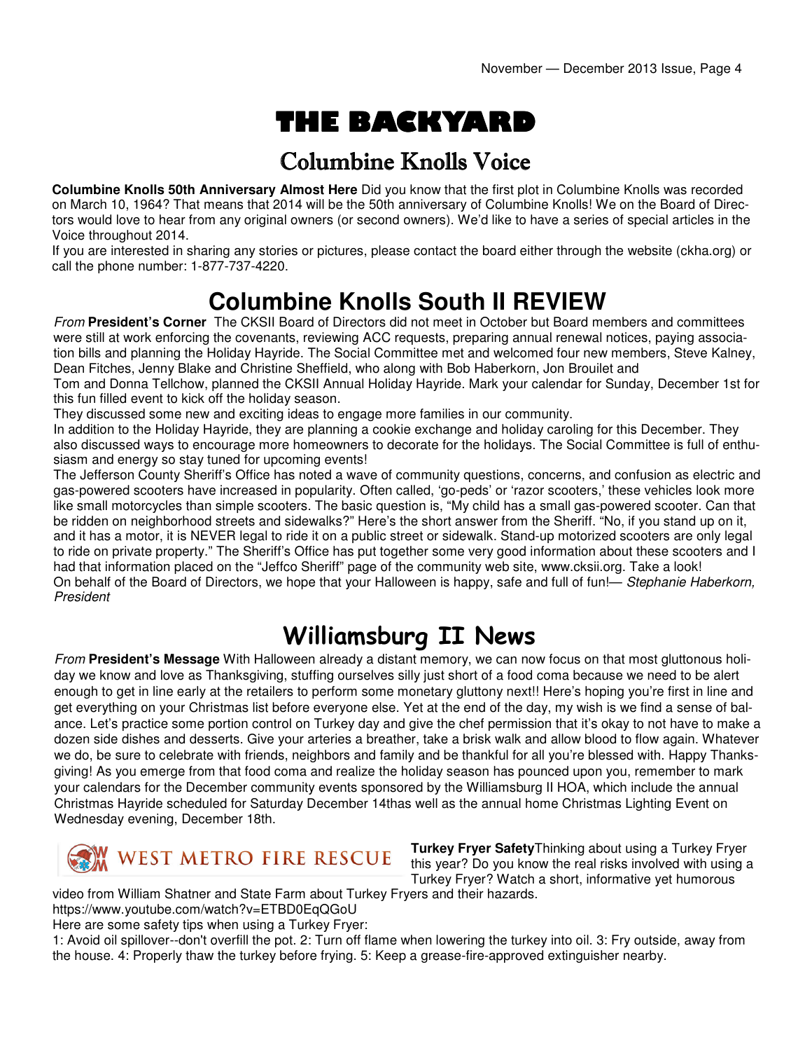# THE BACKYARD

## Columbine Knolls Voice

**Columbine Knolls 50th Anniversary Almost Here** Did you know that the first plot in Columbine Knolls was recorded on March 10, 1964? That means that 2014 will be the 50th anniversary of Columbine Knolls! We on the Board of Directors would love to hear from any original owners (or second owners). We'd like to have a series of special articles in the Voice throughout 2014.

If you are interested in sharing any stories or pictures, please contact the board either through the website (ckha.org) or call the phone number: 1-877-737-4220.

## Columbine Knolls South II REVIEW

*From* **President's Corner** The CKSII Board of Directors did not meet in October but Board members and committees were still at work enforcing the covenants, reviewing ACC requests, preparing annual renewal notices, paying association bills and planning the Holiday Hayride. The Social Committee met and welcomed four new members, Steve Kalney, Dean Fitches, Jenny Blake and Christine Sheffield, who along with Bob Haberkorn, Jon Brouilet and Tom and Donna Tellchow, planned the CKSII Annual Holiday Hayride. Mark your calendar for Sunday, December 1st for this fun filled event to kick off the holiday season.

They discussed some new and exciting ideas to engage more families in our community.

In addition to the Holiday Hayride, they are planning a cookie exchange and holiday caroling for this December. They also discussed ways to encourage more homeowners to decorate for the holidays. The Social Committee is full of enthusiasm and energy so stay tuned for upcoming events!

The Jefferson County Sheriff's Office has noted a wave of community questions, concerns, and confusion as electric and gas-powered scooters have increased in popularity. Often called, 'go-peds' or 'razor scooters,' these vehicles look more like small motorcycles than simple scooters. The basic question is, "My child has a small gas-powered scooter. Can that be ridden on neighborhood streets and sidewalks?" Here's the short answer from the Sheriff. "No, if you stand up on it, and it has a motor, it is NEVER legal to ride it on a public street or sidewalk. Stand-up motorized scooters are only legal to ride on private property." The Sheriff's Office has put together some very good information about these scooters and I had that information placed on the "Jeffco Sheriff" page of the community web site, www.cksii.org. Take a look!

On behalf of the Board of Directors, we hope that your Halloween is happy, safe and full of fun!— *Stephanie Haberkorn, President*

## Williamsburg II News

*From* **President's Message** With Halloween already a distant memory, we can now focus on that most gluttonous holiday we know and love as Thanksgiving, stuffing ourselves silly just short of a food coma because we need to be alert enough to get in line early at the retailers to perform some monetary gluttony next!! Here's hoping you're first in line and get everything on your Christmas list before everyone else. Yet at the end of the day, my wish is we find a sense of balance. Let's practice some portion control on Turkey day and give the chef permission that it's okay to not have to make a dozen side dishes and desserts. Give your arteries a breather, take a brisk walk and allow blood to flow again. Whatever we do, be sure to celebrate with friends, neighbors and family and be thankful for all you're blessed with. Happy Thanksgiving! As you emerge from that food coma and realize the holiday season has pounced upon you, remember to mark your calendars for the December community events sponsored by the Williamsburg II HOA, which include the annual Christmas Hayride scheduled for Saturday December 14thas well as the annual home Christmas Lighting Event on Wednesday evening, December 18th.

WEST METRO FIRE RESCUE

**Turkey Fryer Safety**Thinking about using a Turkey Fryer this year? Do you know the real risks involved with using a Turkey Fryer? Watch a short, informative yet humorous video from William Shatner and State Farm about Turkey Fryers and their hazards.

https://www.youtube.com/watch?v=ETBD0EqQGoU

Here are some safety tips when using a Turkey Fryer:

1: Avoid oil spillover--don't overfill the pot. 2: Turn off flame when lowering the turkey into oil. 3: Fry outside, away from the house. 4: Properly thaw the turkey before frying. 5: Keep a grease-fire-approved extinguisher nearby.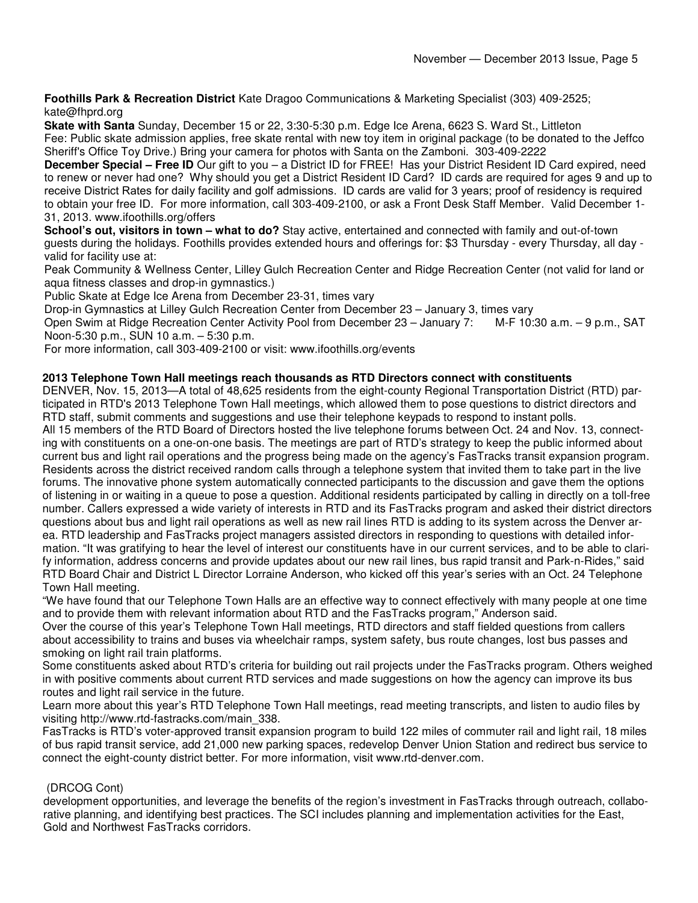**Foothills Park & Recreation District** Kate Dragoo Communications & Marketing Specialist (303) 409-2525; kate@fhprd.org

**Skate with Santa** Sunday, December 15 or 22, 3:30-5:30 p.m. Edge Ice Arena, 6623 S. Ward St., Littleton
Fee: Public skate admission applies, free skate rental with new toy item in original package (to be donated to the Jeffco Sheriff's Office Toy Drive.) Bring your camera for photos with Santa on the Zamboni. 303-409-2222

**December Special – Free ID** Our gift to you – a District ID for FREE! Has your District Resident ID Card expired, need to renew or never had one? Why should you get a District Resident ID Card? ID cards are required for ages 9 and up to receive District Rates for daily facility and golf admissions. ID cards are valid for 3 years; proof of residency is required to obtain your free ID. For more information, call 303-409-2100, or ask a Front Desk Staff Member. Valid December 1-31, 2013. www.ifoothills.org/offers

**School's out, visitors in town – what to do?** Stay active, entertained and connected with family and out-of-town guests during the holidays. Foothills provides extended hours and offerings for: $3 Thursday - every Thursday, all day - valid for facility use at:

Peak Community & Wellness Center, Lilley Gulch Recreation Center and Ridge Recreation Center (not valid for land or aqua fitness classes and drop-in gymnastics.)

Public Skate at Edge Ice Arena from December 23-31, times vary

Drop-in Gymnastics at Lilley Gulch Recreation Center from December 23 – January 3, times vary

Open Swim at Ridge Recreation Center Activity Pool from December 23 – January 7: M-F 10:30 a.m. – 9 p.m., SAT Noon-5:30 p.m., SUN 10 a.m. – 5:30 p.m.

For more information, call 303-409-2100 or visit: www.ifoothills.org/events

**2013 Telephone Town Hall meetings reach thousands as RTD Directors connect with constituents**

DENVER, Nov. 15, 2013—A total of 48,625 residents from the eight-county Regional Transportation District (RTD) participated in RTD's 2013 Telephone Town Hall meetings, which allowed them to pose questions to district directors and RTD staff, submit comments and suggestions and use their telephone keypads to respond to instant polls.

All 15 members of the RTD Board of Directors hosted the live telephone forums between Oct. 24 and Nov. 13, connecting with constituents on a one-on-one basis. The meetings are part of RTD's strategy to keep the public informed about current bus and light rail operations and the progress being made on the agency's FasTracks transit expansion program. Residents across the district received random calls through a telephone system that invited them to take part in the live forums. The innovative phone system automatically connected participants to the discussion and gave them the options of listening in or waiting in a queue to pose a question. Additional residents participated by calling in directly on a toll-free number. Callers expressed a wide variety of interests in RTD and its FasTracks program and asked their district directors questions about bus and light rail operations as well as new rail lines RTD is adding to its system across the Denver area. RTD leadership and FasTracks project managers assisted directors in responding to questions with detailed information. "It was gratifying to hear the level of interest our constituents have in our current services, and to be able to clarify information, address concerns and provide updates about our new rail lines, bus rapid transit and Park-n-Rides," said RTD Board Chair and District L Director Lorraine Anderson, who kicked off this year's series with an Oct. 24 Telephone Town Hall meeting.

"We have found that our Telephone Town Halls are an effective way to connect effectively with many people at one time and to provide them with relevant information about RTD and the FasTracks program," Anderson said.

Over the course of this year's Telephone Town Hall meetings, RTD directors and staff fielded questions from callers about accessibility to trains and buses via wheelchair ramps, system safety, bus route changes, lost bus passes and smoking on light rail train platforms.

Some constituents asked about RTD's criteria for building out rail projects under the FasTracks program. Others weighed in with positive comments about current RTD services and made suggestions on how the agency can improve its bus routes and light rail service in the future.

Learn more about this year's RTD Telephone Town Hall meetings, read meeting transcripts, and listen to audio files by visiting http://www.rtd-fastracks.com/main_338.

FasTracks is RTD's voter-approved transit expansion program to build 122 miles of commuter rail and light rail, 18 miles of bus rapid transit service, add 21,000 new parking spaces, redevelop Denver Union Station and redirect bus service to connect the eight-county district better. For more information, visit www.rtd-denver.com.

(DRCOG Cont)

development opportunities, and leverage the benefits of the region's investment in FasTracks through outreach, collaborative planning, and identifying best practices. The SCI includes planning and implementation activities for the East, Gold and Northwest FasTracks corridors.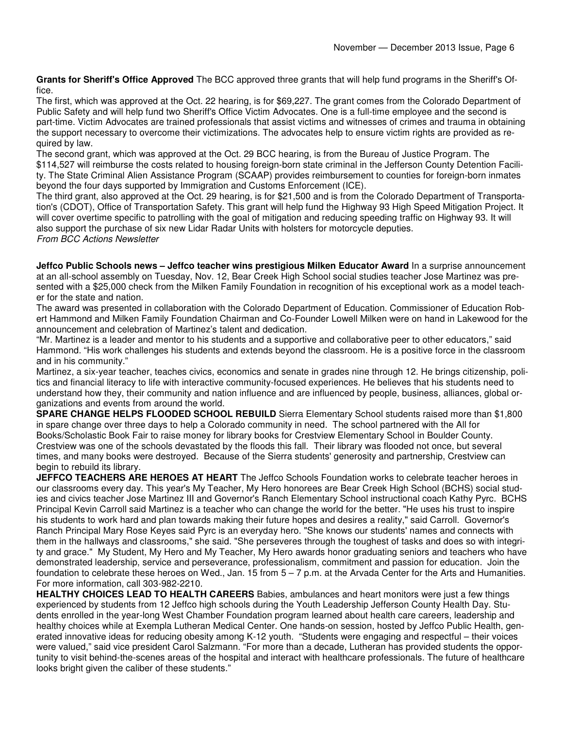**Grants for Sheriff's Office Approved** The BCC approved three grants that will help fund programs in the Sheriff's Office.

The first, which was approved at the Oct. 22 hearing, is for $69,227. The grant comes from the Colorado Department of Public Safety and will help fund two Sheriff's Office Victim Advocates. One is a full-time employee and the second is part-time. Victim Advocates are trained professionals that assist victims and witnesses of crimes and trauma in obtaining the support necessary to overcome their victimizations. The advocates help to ensure victim rights are provided as required by law.

The second grant, which was approved at the Oct. 29 BCC hearing, is from the Bureau of Justice Program. The $114,527 will reimburse the costs related to housing foreign-born state criminal in the Jefferson County Detention Facility. The State Criminal Alien Assistance Program (SCAAP) provides reimbursement to counties for foreign-born inmates beyond the four days supported by Immigration and Customs Enforcement (ICE).

The third grant, also approved at the Oct. 29 hearing, is for $21,500 and is from the Colorado Department of Transportation's (CDOT), Office of Transportation Safety. This grant will help fund the Highway 93 High Speed Mitigation Project. It will cover overtime specific to patrolling with the goal of mitigation and reducing speeding traffic on Highway 93. It will also support the purchase of six new Lidar Radar Units with holsters for motorcycle deputies.

*From BCC Actions Newsletter*

**Jeffco Public Schools news – Jeffco teacher wins prestigious Milken Educator Award** In a surprise announcement at an all-school assembly on Tuesday, Nov. 12, Bear Creek High School social studies teacher Jose Martinez was presented with a $25,000 check from the Milken Family Foundation in recognition of his exceptional work as a model teacher for the state and nation.

The award was presented in collaboration with the Colorado Department of Education. Commissioner of Education Robert Hammond and Milken Family Foundation Chairman and Co-Founder Lowell Milken were on hand in Lakewood for the announcement and celebration of Martinez's talent and dedication.

"Mr. Martinez is a leader and mentor to his students and a supportive and collaborative peer to other educators," said Hammond. "His work challenges his students and extends beyond the classroom. He is a positive force in the classroom and in his community."

Martinez, a six-year teacher, teaches civics, economics and senate in grades nine through 12. He brings citizenship, politics and financial literacy to life with interactive community-focused experiences. He believes that his students need to understand how they, their community and nation influence and are influenced by people, business, alliances, global organizations and events from around the world.

**SPARE CHANGE HELPS FLOODED SCHOOL REBUILD** Sierra Elementary School students raised more than $1,800 in spare change over three days to help a Colorado community in need. The school partnered with the All for Books/Scholastic Book Fair to raise money for library books for Crestview Elementary School in Boulder County. Crestview was one of the schools devastated by the floods this fall. Their library was flooded not once, but several times, and many books were destroyed. Because of the Sierra students' generosity and partnership, Crestview can begin to rebuild its library.

**JEFFCO TEACHERS ARE HEROES AT HEART** The Jeffco Schools Foundation works to celebrate teacher heroes in our classrooms every day. This year's My Teacher, My Hero honorees are Bear Creek High School (BCHS) social studies and civics teacher Jose Martinez III and Governor's Ranch Elementary School instructional coach Kathy Pyrc. BCHS Principal Kevin Carroll said Martinez is a teacher who can change the world for the better. "He uses his trust to inspire his students to work hard and plan towards making their future hopes and desires a reality," said Carroll. Governor's Ranch Principal Mary Rose Keyes said Pyrc is an everyday hero. "She knows our students' names and connects with them in the hallways and classrooms," she said. "She perseveres through the toughest of tasks and does so with integrity and grace." My Student, My Hero and My Teacher, My Hero awards honor graduating seniors and teachers who have demonstrated leadership, service and perseverance, professionalism, commitment and passion for education. Join the foundation to celebrate these heroes on Wed., Jan. 15 from 5 – 7 p.m. at the Arvada Center for the Arts and Humanities. For more information, call 303-982-2210.

**HEALTHY CHOICES LEAD TO HEALTH CAREERS** Babies, ambulances and heart monitors were just a few things experienced by students from 12 Jeffco high schools during the Youth Leadership Jefferson County Health Day. Students enrolled in the year-long West Chamber Foundation program learned about health care careers, leadership and healthy choices while at Exempla Lutheran Medical Center. One hands-on session, hosted by Jeffco Public Health, generated innovative ideas for reducing obesity among K-12 youth. "Students were engaging and respectful – their voices were valued," said vice president Carol Salzmann. "For more than a decade, Lutheran has provided students the opportunity to visit behind-the-scenes areas of the hospital and interact with healthcare professionals. The future of healthcare looks bright given the caliber of these students."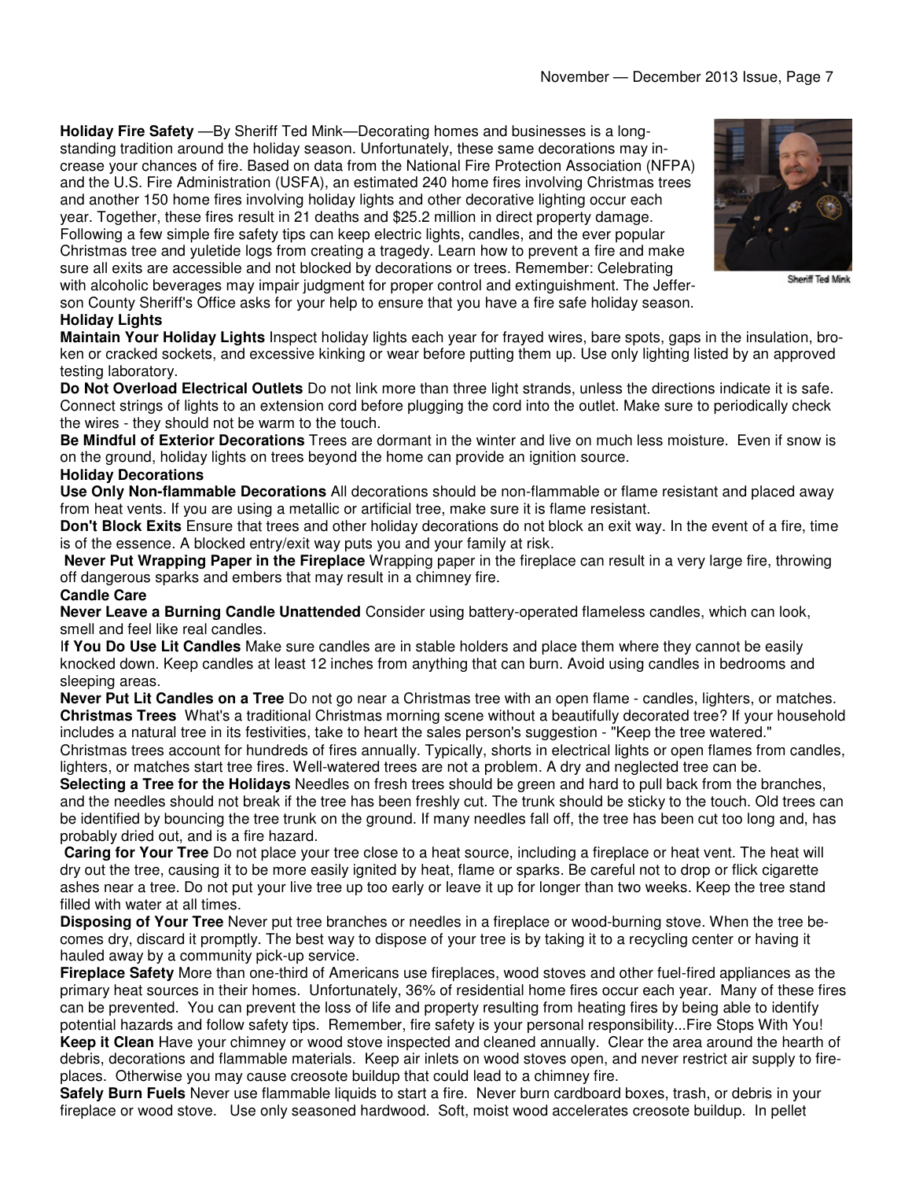**Holiday Fire Safety** —By Sheriff Ted Mink—Decorating homes and businesses is a long-standing tradition around the holiday season. Unfortunately, these same decorations may increase your chances of fire. Based on data from the National Fire Protection Association (NFPA) and the U.S. Fire Administration (USFA), an estimated 240 home fires involving Christmas trees and another 150 home fires involving holiday lights and other decorative lighting occur each year. Together, these fires result in 21 deaths and $25.2 million in direct property damage. Following a few simple fire safety tips can keep electric lights, candles, and the ever popular Christmas tree and yuletide logs from creating a tragedy. Learn how to prevent a fire and make sure all exits are accessible and not blocked by decorations or trees. Remember: Celebrating with alcoholic beverages may impair judgment for proper control and extinguishment. The Jefferson County Sheriff's Office asks for your help to ensure that you have a fire safe holiday season.

Sheriff Ted Mink

**Holiday Lights**

**Maintain Your Holiday Lights** Inspect holiday lights each year for frayed wires, bare spots, gaps in the insulation, broken or cracked sockets, and excessive kinking or wear before putting them up. Use only lighting listed by an approved testing laboratory.

**Do Not Overload Electrical Outlets** Do not link more than three light strands, unless the directions indicate it is safe. Connect strings of lights to an extension cord before plugging the cord into the outlet. Make sure to periodically check the wires - they should not be warm to the touch.

**Be Mindful of Exterior Decorations** Trees are dormant in the winter and live on much less moisture. Even if snow is on the ground, holiday lights on trees beyond the home can provide an ignition source.

**Holiday Decorations**

**Use Only Non-flammable Decorations** All decorations should be non-flammable or flame resistant and placed away from heat vents. If you are using a metallic or artificial tree, make sure it is flame resistant.

**Don't Block Exits** Ensure that trees and other holiday decorations do not block an exit way. In the event of a fire, time is of the essence. A blocked entry/exit way puts you and your family at risk.

**Never Put Wrapping Paper in the Fireplace** Wrapping paper in the fireplace can result in a very large fire, throwing off dangerous sparks and embers that may result in a chimney fire.

**Candle Care**

**Never Leave a Burning Candle Unattended** Consider using battery-operated flameless candles, which can look, smell and feel like real candles.

**If You Do Use Lit Candles** Make sure candles are in stable holders and place them where they cannot be easily knocked down. Keep candles at least 12 inches from anything that can burn. Avoid using candles in bedrooms and sleeping areas.

**Never Put Lit Candles on a Tree** Do not go near a Christmas tree with an open flame - candles, lighters, or matches.

**Christmas Trees** What's a traditional Christmas morning scene without a beautifully decorated tree? If your household includes a natural tree in its festivities, take to heart the sales person's suggestion - "Keep the tree watered." Christmas trees account for hundreds of fires annually. Typically, shorts in electrical lights or open flames from candles, lighters, or matches start tree fires. Well-watered trees are not a problem. A dry and neglected tree can be.

**Selecting a Tree for the Holidays** Needles on fresh trees should be green and hard to pull back from the branches, and the needles should not break if the tree has been freshly cut. The trunk should be sticky to the touch. Old trees can be identified by bouncing the tree trunk on the ground. If many needles fall off, the tree has been cut too long and, has probably dried out, and is a fire hazard.

**Caring for Your Tree** Do not place your tree close to a heat source, including a fireplace or heat vent. The heat will dry out the tree, causing it to be more easily ignited by heat, flame or sparks. Be careful not to drop or flick cigarette ashes near a tree. Do not put your live tree up too early or leave it up for longer than two weeks. Keep the tree stand filled with water at all times.

**Disposing of Your Tree** Never put tree branches or needles in a fireplace or wood-burning stove. When the tree becomes dry, discard it promptly. The best way to dispose of your tree is by taking it to a recycling center or having it hauled away by a community pick-up service.

**Fireplace Safety** More than one-third of Americans use fireplaces, wood stoves and other fuel-fired appliances as the primary heat sources in their homes. Unfortunately, 36% of residential home fires occur each year. Many of these fires can be prevented. You can prevent the loss of life and property resulting from heating fires by being able to identify potential hazards and follow safety tips. Remember, fire safety is your personal responsibility...Fire Stops With You!

**Keep it Clean** Have your chimney or wood stove inspected and cleaned annually. Clear the area around the hearth of debris, decorations and flammable materials. Keep air inlets on wood stoves open, and never restrict air supply to fireplaces. Otherwise you may cause creosote buildup that could lead to a chimney fire.

**Safely Burn Fuels** Never use flammable liquids to start a fire. Never burn cardboard boxes, trash, or debris in your fireplace or wood stove. Use only seasoned hardwood. Soft, moist wood accelerates creosote buildup. In pellet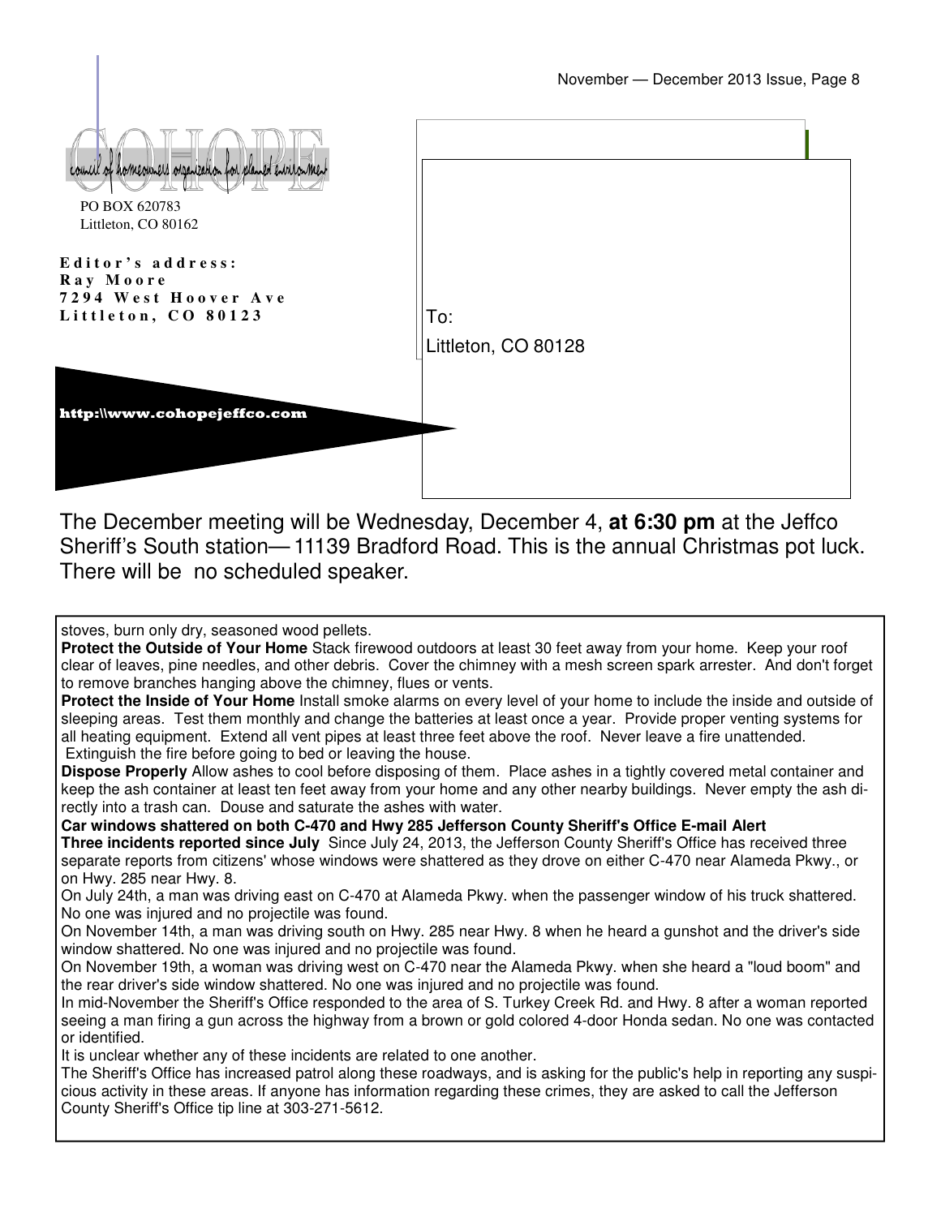COHOPE

council of homeowners organization for planned environment

PO BOX 620783
Littleton, CO 80162

**Editor's address:**
**Ray Moore**
**7294 West Hoover Ave**
**Littleton, CO 80123**

**http:\\www.cohopejeffco.com**

To:

Littleton, CO 80128

The December meeting will be Wednesday, December 4, **at 6:30 pm** at the Jeffco Sheriff's South station— 11139 Bradford Road. This is the annual Christmas pot luck. There will be no scheduled speaker.

stoves, burn only dry, seasoned wood pellets.

**Protect the Outside of Your Home** Stack firewood outdoors at least 30 feet away from your home. Keep your roof clear of leaves, pine needles, and other debris. Cover the chimney with a mesh screen spark arrester. And don't forget to remove branches hanging above the chimney, flues or vents.

**Protect the Inside of Your Home** Install smoke alarms on every level of your home to include the inside and outside of sleeping areas. Test them monthly and change the batteries at least once a year. Provide proper venting systems for all heating equipment. Extend all vent pipes at least three feet above the roof. Never leave a fire unattended. Extinguish the fire before going to bed or leaving the house.

**Dispose Properly** Allow ashes to cool before disposing of them. Place ashes in a tightly covered metal container and keep the ash container at least ten feet away from your home and any other nearby buildings. Never empty the ash directly into a trash can. Douse and saturate the ashes with water.

**Car windows shattered on both C-470 and Hwy 285 Jefferson County Sheriff's Office E-mail Alert**

**Three incidents reported since July** Since July 24, 2013, the Jefferson County Sheriff's Office has received three separate reports from citizens' whose windows were shattered as they drove on either C-470 near Alameda Pkwy., or on Hwy. 285 near Hwy. 8.

On July 24th, a man was driving east on C-470 at Alameda Pkwy. when the passenger window of his truck shattered. No one was injured and no projectile was found.

On November 14th, a man was driving south on Hwy. 285 near Hwy. 8 when he heard a gunshot and the driver's side window shattered. No one was injured and no projectile was found.

On November 19th, a woman was driving west on C-470 near the Alameda Pkwy. when she heard a "loud boom" and the rear driver's side window shattered. No one was injured and no projectile was found.

In mid-November the Sheriff's Office responded to the area of S. Turkey Creek Rd. and Hwy. 8 after a woman reported seeing a man firing a gun across the highway from a brown or gold colored 4-door Honda sedan. No one was contacted or identified.

It is unclear whether any of these incidents are related to one another.

The Sheriff's Office has increased patrol along these roadways, and is asking for the public's help in reporting any suspicious activity in these areas. If anyone has information regarding these crimes, they are asked to call the Jefferson County Sheriff's Office tip line at 303-271-5612.